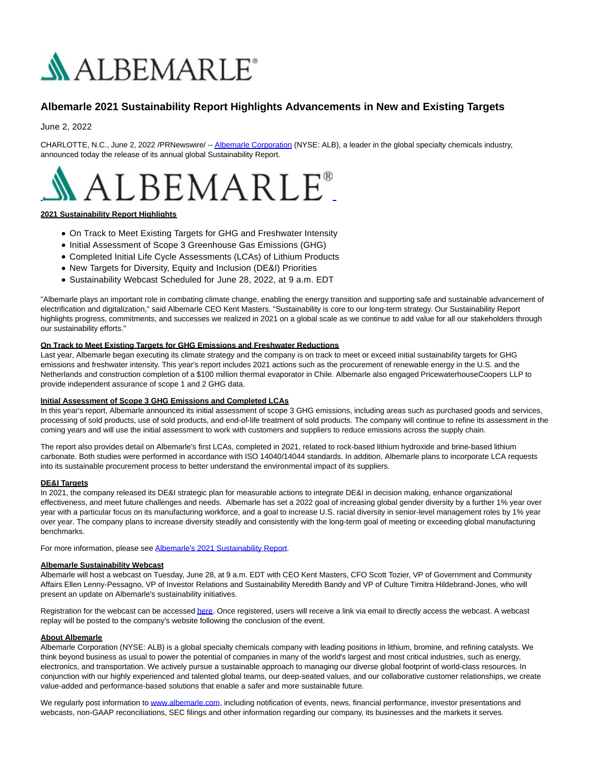# Albemarle 2021 Sustainability Report Highlights Advancements in New and Existing Targets

June 2, 2022

CHARLOTTE, N.C., June 2, 2022 /PRNewswire/ -- Albemarle Corporation (NYSE: ALB), a leader in the global specialty chemicals industry, announced today the release of its annual global Sustainability Report.

**2021 Sustainability Report Highlights**

- On Track to Meet Existing Targets for GHG and Freshwater Intensity
- Initial Assessment of Scope 3 Greenhouse Gas Emissions (GHG)
- Completed Initial Life Cycle Assessments (LCAs) of Lithium Products
- New Targets for Diversity, Equity and Inclusion (DE&I) Priorities
- Sustainability Webcast Scheduled for June 28, 2022, at 9 a.m. EDT

"Albemarle plays an important role in combating climate change, enabling the energy transition and supporting safe and sustainable advancement of electrification and digitalization," said Albemarle CEO Kent Masters. "Sustainability is core to our long-term strategy. Our Sustainability Report highlights progress, commitments, and successes we realized in 2021 on a global scale as we continue to add value for all our stakeholders through our sustainability efforts."

**On Track to Meet Existing Targets for GHG Emissions and Freshwater Reductions**

Last year, Albemarle began executing its climate strategy and the company is on track to meet or exceed initial sustainability targets for GHG emissions and freshwater intensity. This year's report includes 2021 actions such as the procurement of renewable energy in the U.S. and the Netherlands and construction completion of a $100 million thermal evaporator in Chile. Albemarle also engaged PricewaterhouseCoopers LLP to provide independent assurance of scope 1 and 2 GHG data.

**Initial Assessment of Scope 3 GHG Emissions and Completed LCAs**

In this year's report, Albemarle announced its initial assessment of scope 3 GHG emissions, including areas such as purchased goods and services, processing of sold products, use of sold products, and end-of-life treatment of sold products. The company will continue to refine its assessment in the coming years and will use the initial assessment to work with customers and suppliers to reduce emissions across the supply chain.

The report also provides detail on Albemarle's first LCAs, completed in 2021, related to rock-based lithium hydroxide and brine-based lithium carbonate. Both studies were performed in accordance with ISO 14040/14044 standards. In addition, Albemarle plans to incorporate LCA requests into its sustainable procurement process to better understand the environmental impact of its suppliers.

**DE&I Targets**

In 2021, the company released its DE&I strategic plan for measurable actions to integrate DE&I in decision making, enhance organizational effectiveness, and meet future challenges and needs. Albemarle has set a 2022 goal of increasing global gender diversity by a further 1% year over year with a particular focus on its manufacturing workforce, and a goal to increase U.S. racial diversity in senior-level management roles by 1% year over year. The company plans to increase diversity steadily and consistently with the long-term goal of meeting or exceeding global manufacturing benchmarks.

For more information, please see Albemarle's 2021 Sustainability Report.

**Albemarle Sustainability Webcast**

Albemarle will host a webcast on Tuesday, June 28, at 9 a.m. EDT with CEO Kent Masters, CFO Scott Tozier, VP of Government and Community Affairs Ellen Lenny-Pessagno, VP of Investor Relations and Sustainability Meredith Bandy and VP of Culture Timitra Hildebrand-Jones, who will present an update on Albemarle's sustainability initiatives.

Registration for the webcast can be accessed here. Once registered, users will receive a link via email to directly access the webcast. A webcast replay will be posted to the company's website following the conclusion of the event.

**About Albemarle**

Albemarle Corporation (NYSE: ALB) is a global specialty chemicals company with leading positions in lithium, bromine, and refining catalysts. We think beyond business as usual to power the potential of companies in many of the world's largest and most critical industries, such as energy, electronics, and transportation. We actively pursue a sustainable approach to managing our diverse global footprint of world-class resources. In conjunction with our highly experienced and talented global teams, our deep-seated values, and our collaborative customer relationships, we create value-added and performance-based solutions that enable a safer and more sustainable future.

We regularly post information to www.albemarle.com, including notification of events, news, financial performance, investor presentations and webcasts, non-GAAP reconciliations, SEC filings and other information regarding our company, its businesses and the markets it serves.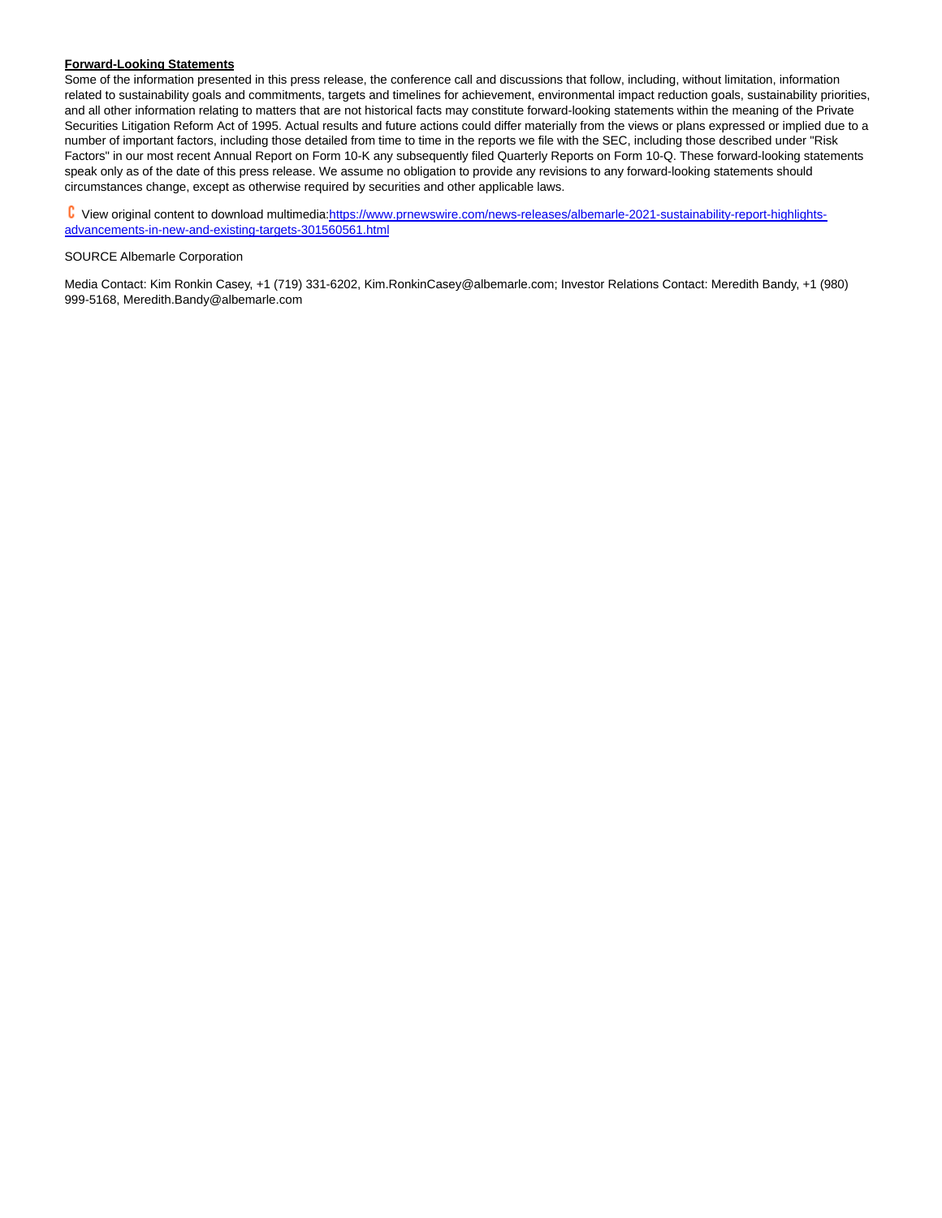**Forward-Looking Statements**

Some of the information presented in this press release, the conference call and discussions that follow, including, without limitation, information related to sustainability goals and commitments, targets and timelines for achievement, environmental impact reduction goals, sustainability priorities, and all other information relating to matters that are not historical facts may constitute forward-looking statements within the meaning of the Private Securities Litigation Reform Act of 1995. Actual results and future actions could differ materially from the views or plans expressed or implied due to a number of important factors, including those detailed from time to time in the reports we file with the SEC, including those described under "Risk Factors" in our most recent Annual Report on Form 10-K any subsequently filed Quarterly Reports on Form 10-Q. These forward-looking statements speak only as of the date of this press release. We assume no obligation to provide any revisions to any forward-looking statements should circumstances change, except as otherwise required by securities and other applicable laws.

View original content to download multimedia:https://www.prnewswire.com/news-releases/albemarle-2021-sustainability-report-highlights-advancements-in-new-and-existing-targets-301560561.html

SOURCE Albemarle Corporation

Media Contact: Kim Ronkin Casey, +1 (719) 331-6202, Kim.RonkinCasey@albemarle.com; Investor Relations Contact: Meredith Bandy, +1 (980) 999-5168, Meredith.Bandy@albemarle.com